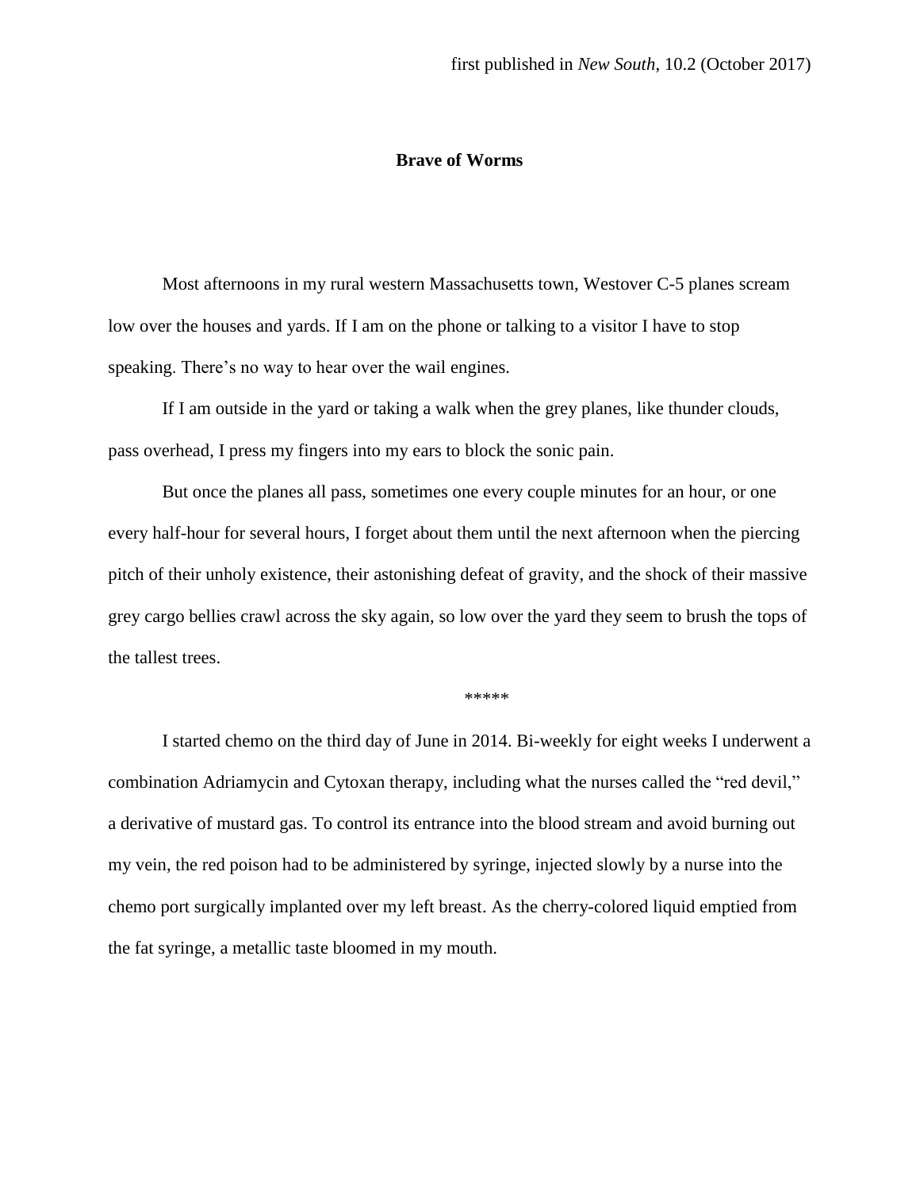first published in *New South*, 10.2 (October 2017)

# Brave of Worms

Most afternoons in my rural western Massachusetts town, Westover C-5 planes scream low over the houses and yards. If I am on the phone or talking to a visitor I have to stop speaking. There's no way to hear over the wail engines.

If I am outside in the yard or taking a walk when the grey planes, like thunder clouds, pass overhead, I press my fingers into my ears to block the sonic pain.

But once the planes all pass, sometimes one every couple minutes for an hour, or one every half-hour for several hours, I forget about them until the next afternoon when the piercing pitch of their unholy existence, their astonishing defeat of gravity, and the shock of their massive grey cargo bellies crawl across the sky again, so low over the yard they seem to brush the tops of the tallest trees.

*****

I started chemo on the third day of June in 2014. Bi-weekly for eight weeks I underwent a combination Adriamycin and Cytoxan therapy, including what the nurses called the "red devil," a derivative of mustard gas. To control its entrance into the blood stream and avoid burning out my vein, the red poison had to be administered by syringe, injected slowly by a nurse into the chemo port surgically implanted over my left breast. As the cherry-colored liquid emptied from the fat syringe, a metallic taste bloomed in my mouth.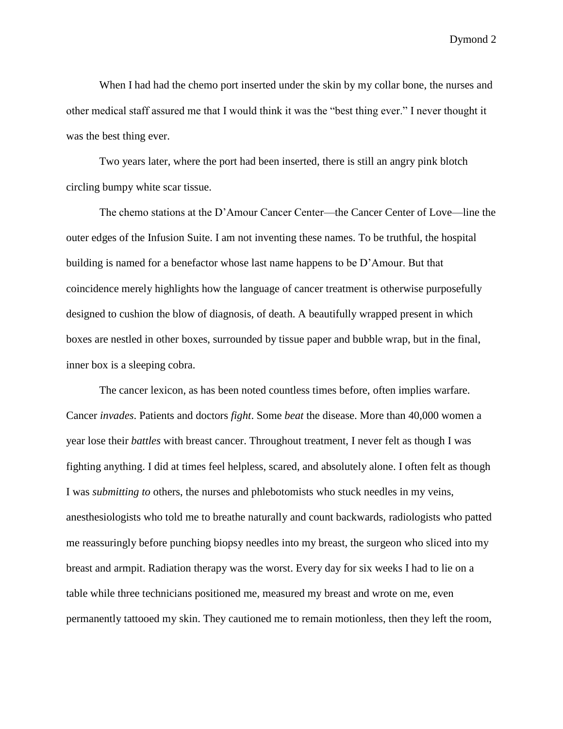When I had had the chemo port inserted under the skin by my collar bone, the nurses and other medical staff assured me that I would think it was the "best thing ever." I never thought it was the best thing ever.

Two years later, where the port had been inserted, there is still an angry pink blotch circling bumpy white scar tissue.

The chemo stations at the D'Amour Cancer Center—the Cancer Center of Love—line the outer edges of the Infusion Suite. I am not inventing these names. To be truthful, the hospital building is named for a benefactor whose last name happens to be D'Amour. But that coincidence merely highlights how the language of cancer treatment is otherwise purposefully designed to cushion the blow of diagnosis, of death. A beautifully wrapped present in which boxes are nestled in other boxes, surrounded by tissue paper and bubble wrap, but in the final, inner box is a sleeping cobra.

The cancer lexicon, as has been noted countless times before, often implies warfare. Cancer *invades*. Patients and doctors *fight*. Some *beat* the disease. More than 40,000 women a year lose their *battles* with breast cancer. Throughout treatment, I never felt as though I was fighting anything. I did at times feel helpless, scared, and absolutely alone. I often felt as though I was *submitting to* others, the nurses and phlebotomists who stuck needles in my veins, anesthesiologists who told me to breathe naturally and count backwards, radiologists who patted me reassuringly before punching biopsy needles into my breast, the surgeon who sliced into my breast and armpit. Radiation therapy was the worst. Every day for six weeks I had to lie on a table while three technicians positioned me, measured my breast and wrote on me, even permanently tattooed my skin. They cautioned me to remain motionless, then they left the room,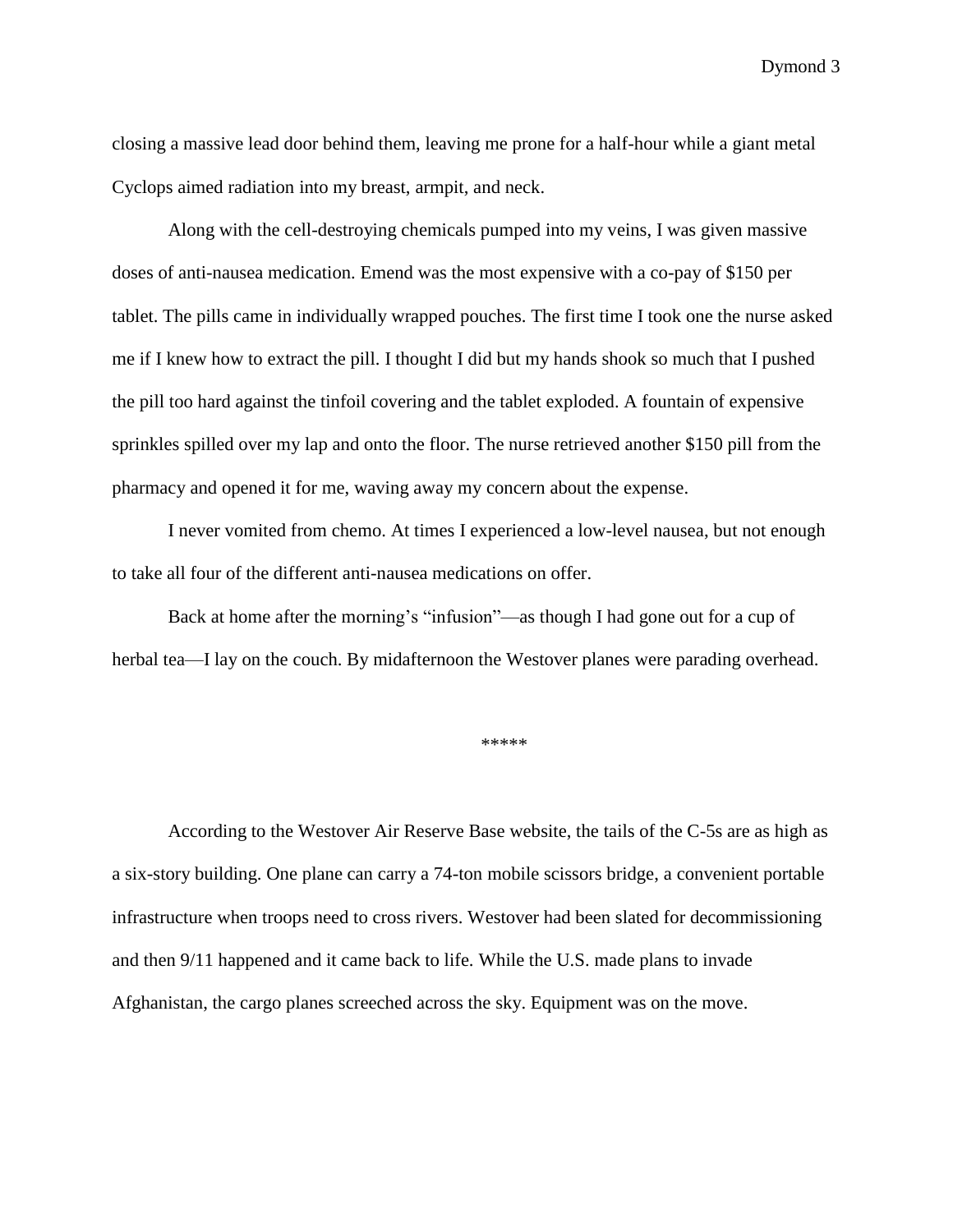closing a massive lead door behind them, leaving me prone for a half-hour while a giant metal Cyclops aimed radiation into my breast, armpit, and neck.

Along with the cell-destroying chemicals pumped into my veins, I was given massive doses of anti-nausea medication. Emend was the most expensive with a co-pay of $150 per tablet. The pills came in individually wrapped pouches. The first time I took one the nurse asked me if I knew how to extract the pill. I thought I did but my hands shook so much that I pushed the pill too hard against the tinfoil covering and the tablet exploded. A fountain of expensive sprinkles spilled over my lap and onto the floor. The nurse retrieved another $150 pill from the pharmacy and opened it for me, waving away my concern about the expense.

I never vomited from chemo. At times I experienced a low-level nausea, but not enough to take all four of the different anti-nausea medications on offer.

Back at home after the morning's "infusion"—as though I had gone out for a cup of herbal tea—I lay on the couch. By midafternoon the Westover planes were parading overhead.

*****

According to the Westover Air Reserve Base website, the tails of the C-5s are as high as a six-story building. One plane can carry a 74-ton mobile scissors bridge, a convenient portable infrastructure when troops need to cross rivers. Westover had been slated for decommissioning and then 9/11 happened and it came back to life. While the U.S. made plans to invade Afghanistan, the cargo planes screeched across the sky. Equipment was on the move.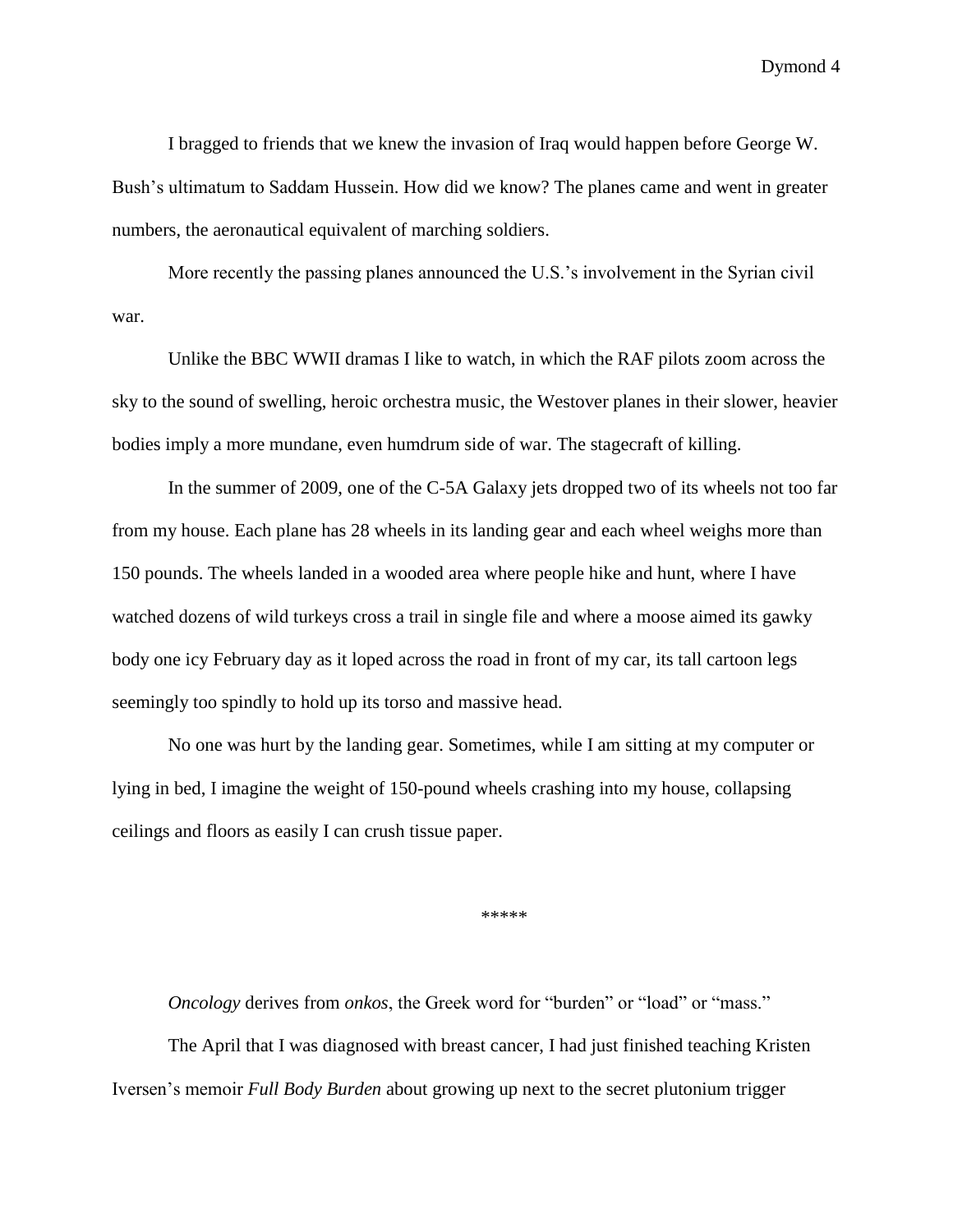I bragged to friends that we knew the invasion of Iraq would happen before George W. Bush's ultimatum to Saddam Hussein. How did we know? The planes came and went in greater numbers, the aeronautical equivalent of marching soldiers.

More recently the passing planes announced the U.S.'s involvement in the Syrian civil war.

Unlike the BBC WWII dramas I like to watch, in which the RAF pilots zoom across the sky to the sound of swelling, heroic orchestra music, the Westover planes in their slower, heavier bodies imply a more mundane, even humdrum side of war. The stagecraft of killing.

In the summer of 2009, one of the C-5A Galaxy jets dropped two of its wheels not too far from my house. Each plane has 28 wheels in its landing gear and each wheel weighs more than 150 pounds. The wheels landed in a wooded area where people hike and hunt, where I have watched dozens of wild turkeys cross a trail in single file and where a moose aimed its gawky body one icy February day as it loped across the road in front of my car, its tall cartoon legs seemingly too spindly to hold up its torso and massive head.

No one was hurt by the landing gear. Sometimes, while I am sitting at my computer or lying in bed, I imagine the weight of 150-pound wheels crashing into my house, collapsing ceilings and floors as easily I can crush tissue paper.

*****

*Oncology* derives from *onkos*, the Greek word for "burden" or "load" or "mass."

The April that I was diagnosed with breast cancer, I had just finished teaching Kristen Iversen's memoir *Full Body Burden* about growing up next to the secret plutonium trigger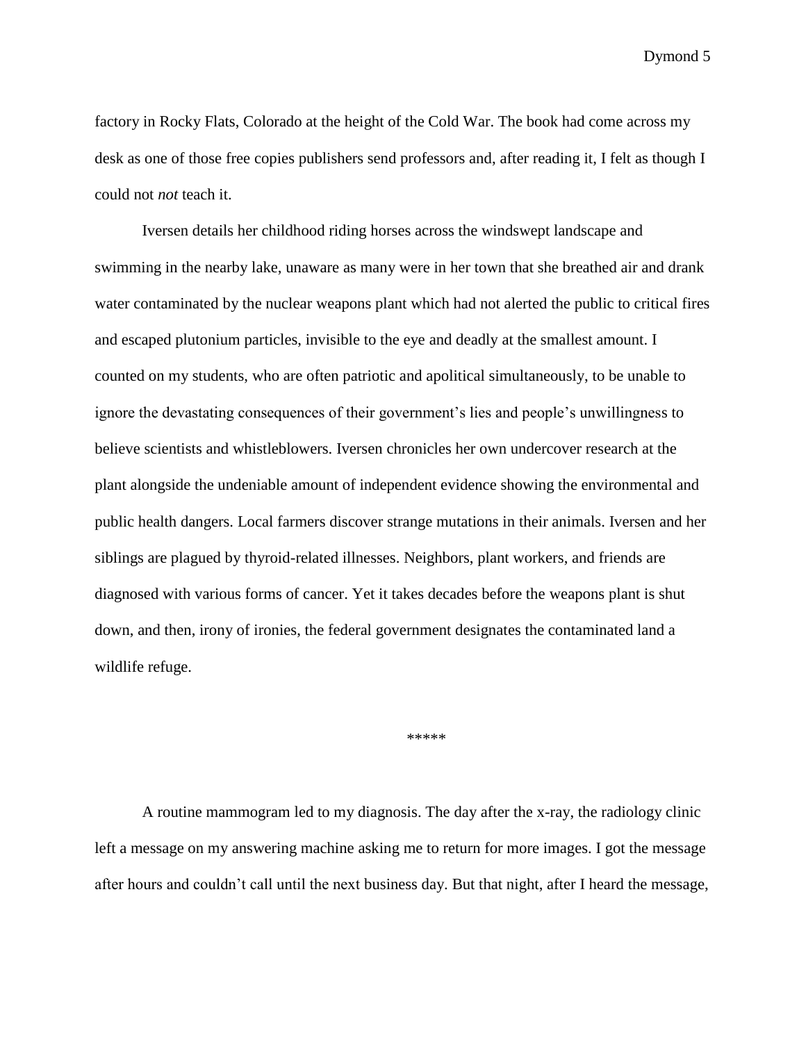factory in Rocky Flats, Colorado at the height of the Cold War. The book had come across my desk as one of those free copies publishers send professors and, after reading it, I felt as though I could not *not* teach it.

Iversen details her childhood riding horses across the windswept landscape and swimming in the nearby lake, unaware as many were in her town that she breathed air and drank water contaminated by the nuclear weapons plant which had not alerted the public to critical fires and escaped plutonium particles, invisible to the eye and deadly at the smallest amount. I counted on my students, who are often patriotic and apolitical simultaneously, to be unable to ignore the devastating consequences of their government's lies and people's unwillingness to believe scientists and whistleblowers. Iversen chronicles her own undercover research at the plant alongside the undeniable amount of independent evidence showing the environmental and public health dangers. Local farmers discover strange mutations in their animals. Iversen and her siblings are plagued by thyroid-related illnesses. Neighbors, plant workers, and friends are diagnosed with various forms of cancer. Yet it takes decades before the weapons plant is shut down, and then, irony of ironies, the federal government designates the contaminated land a wildlife refuge.

*****

A routine mammogram led to my diagnosis. The day after the x-ray, the radiology clinic left a message on my answering machine asking me to return for more images. I got the message after hours and couldn't call until the next business day. But that night, after I heard the message,